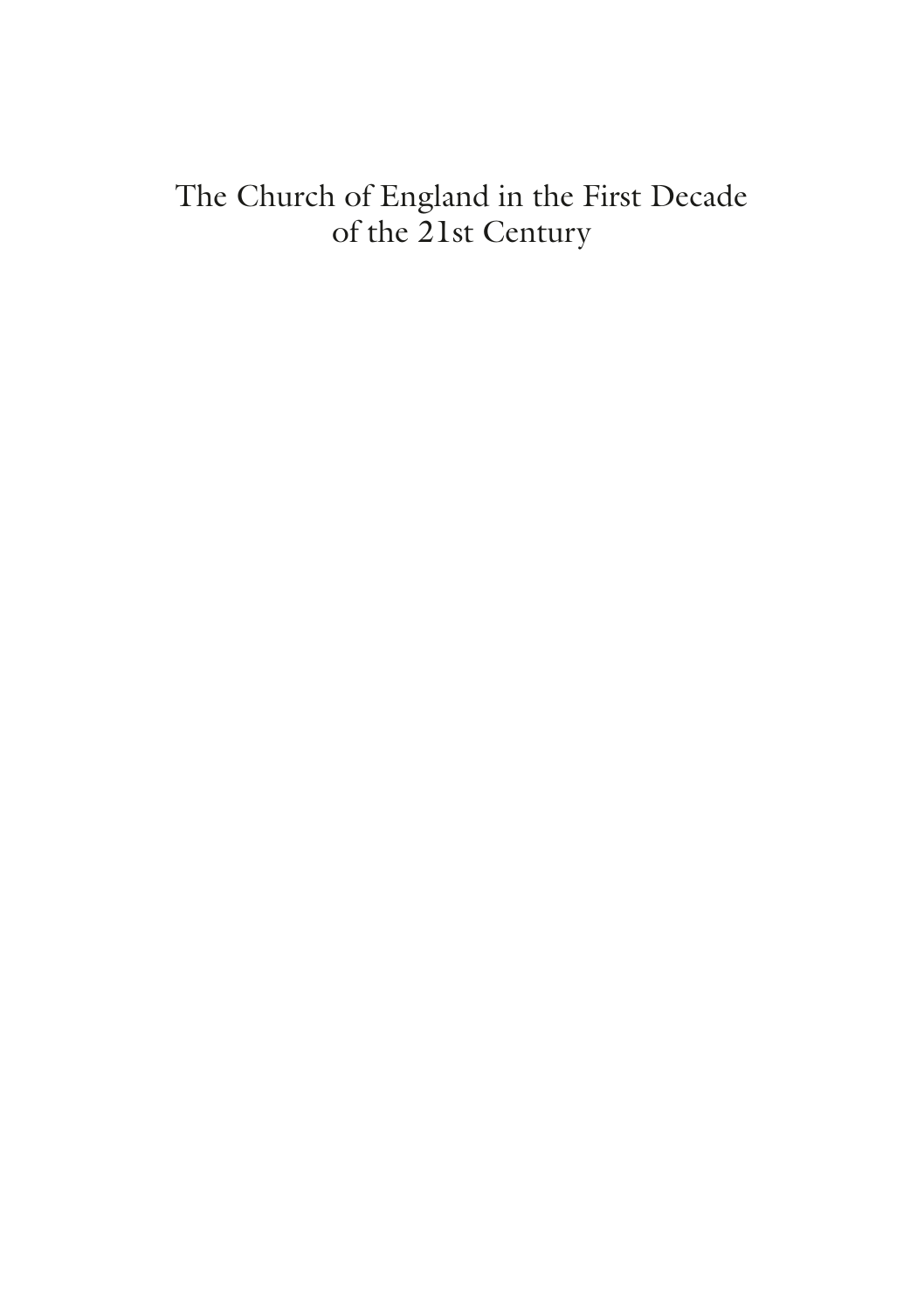# The Church of England in the First Decade of the 21st Century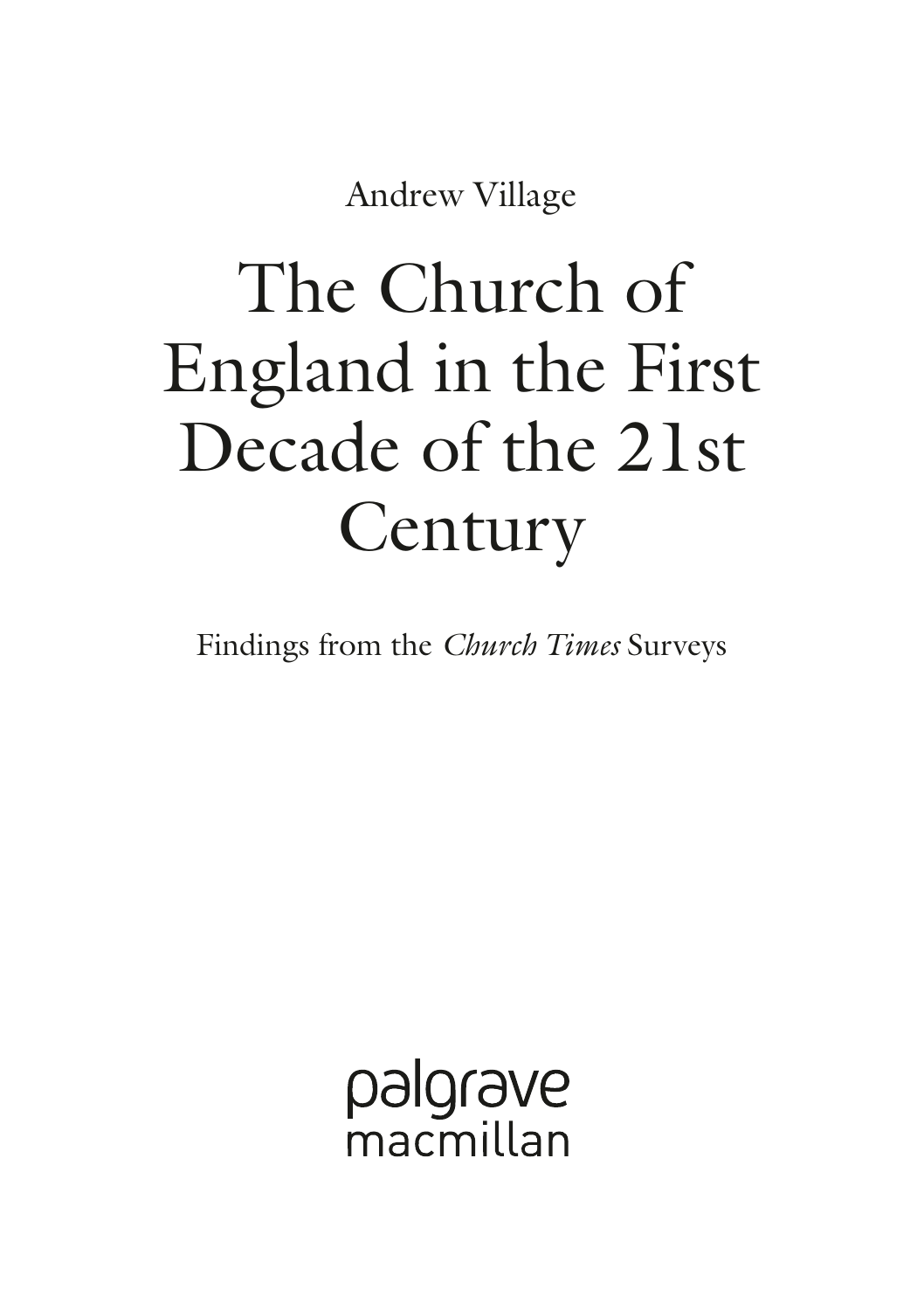Andrew Village

# The Church of England in the First Decade of the 21st Century

Findings from the *Church Times* Surveys

palgrave
macmillan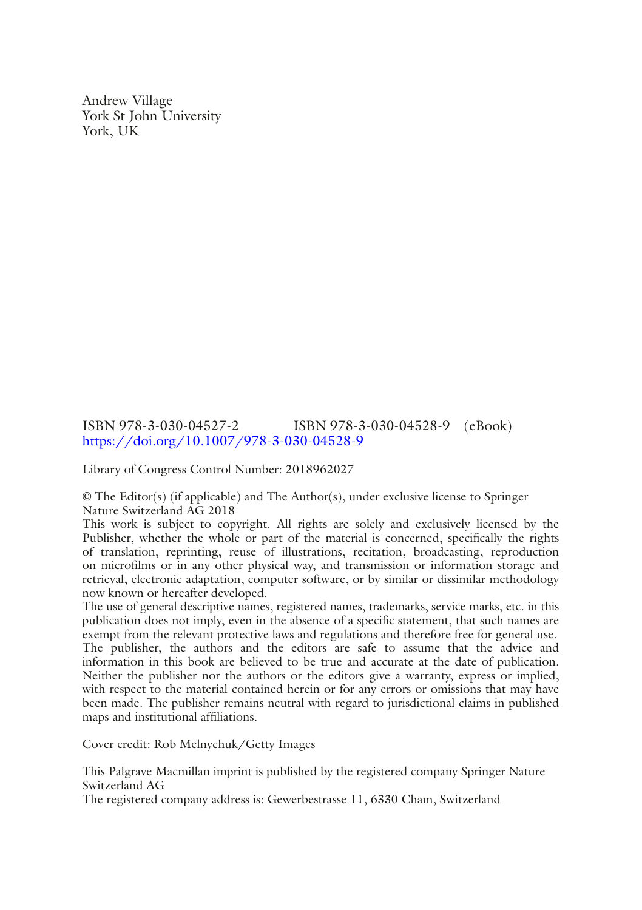Andrew Village
York St John University
York, UK

ISBN 978-3-030-04527-2 ISBN 978-3-030-04528-9 (eBook)
https://doi.org/10.1007/978-3-030-04528-9

Library of Congress Control Number: 2018962027

© The Editor(s) (if applicable) and The Author(s), under exclusive license to Springer Nature Switzerland AG 2018

This work is subject to copyright. All rights are solely and exclusively licensed by the Publisher, whether the whole or part of the material is concerned, specifically the rights of translation, reprinting, reuse of illustrations, recitation, broadcasting, reproduction on microfilms or in any other physical way, and transmission or information storage and retrieval, electronic adaptation, computer software, or by similar or dissimilar methodology now known or hereafter developed.

The use of general descriptive names, registered names, trademarks, service marks, etc. in this publication does not imply, even in the absence of a specific statement, that such names are exempt from the relevant protective laws and regulations and therefore free for general use.

The publisher, the authors and the editors are safe to assume that the advice and information in this book are believed to be true and accurate at the date of publication. Neither the publisher nor the authors or the editors give a warranty, express or implied, with respect to the material contained herein or for any errors or omissions that may have been made. The publisher remains neutral with regard to jurisdictional claims in published maps and institutional affiliations.

Cover credit: Rob Melnychuk/Getty Images

This Palgrave Macmillan imprint is published by the registered company Springer Nature Switzerland AG

The registered company address is: Gewerbestrasse 11, 6330 Cham, Switzerland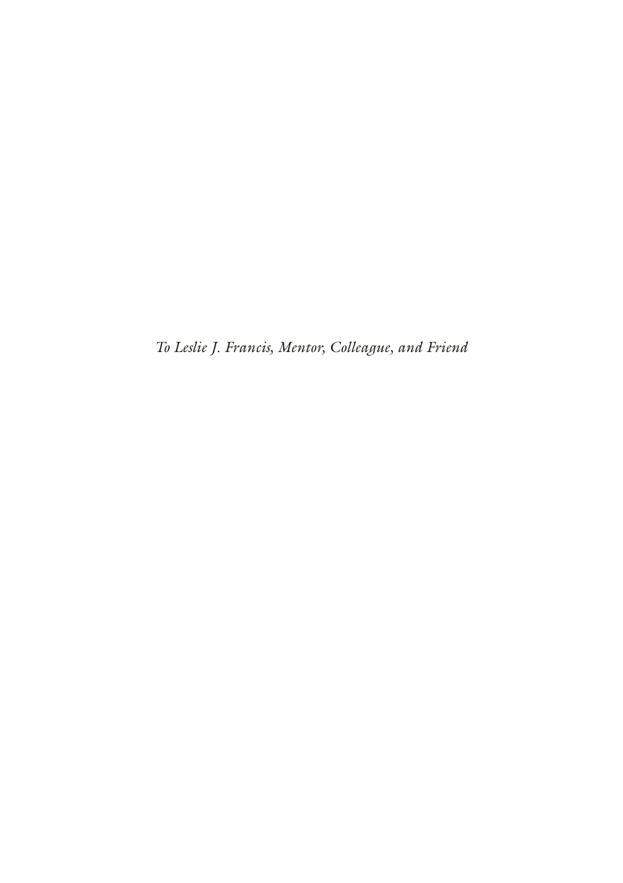*To Leslie J. Francis, Mentor, Colleague, and Friend*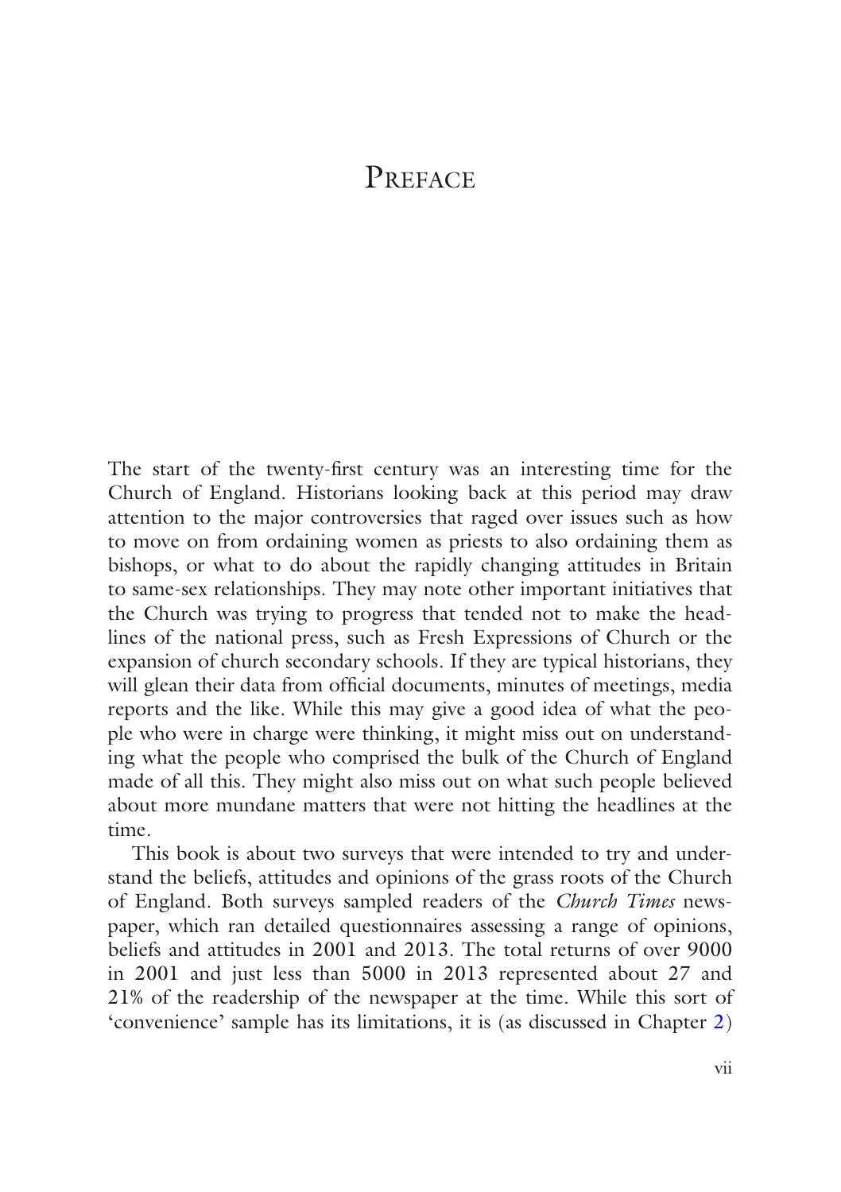# Preface

The start of the twenty-first century was an interesting time for the Church of England. Historians looking back at this period may draw attention to the major controversies that raged over issues such as how to move on from ordaining women as priests to also ordaining them as bishops, or what to do about the rapidly changing attitudes in Britain to same-sex relationships. They may note other important initiatives that the Church was trying to progress that tended not to make the headlines of the national press, such as Fresh Expressions of Church or the expansion of church secondary schools. If they are typical historians, they will glean their data from official documents, minutes of meetings, media reports and the like. While this may give a good idea of what the people who were in charge were thinking, it might miss out on understanding what the people who comprised the bulk of the Church of England made of all this. They might also miss out on what such people believed about more mundane matters that were not hitting the headlines at the time.

This book is about two surveys that were intended to try and understand the beliefs, attitudes and opinions of the grass roots of the Church of England. Both surveys sampled readers of the *Church Times* newspaper, which ran detailed questionnaires assessing a range of opinions, beliefs and attitudes in 2001 and 2013. The total returns of over 9000 in 2001 and just less than 5000 in 2013 represented about 27 and 21% of the readership of the newspaper at the time. While this sort of 'convenience' sample has its limitations, it is (as discussed in Chapter 2)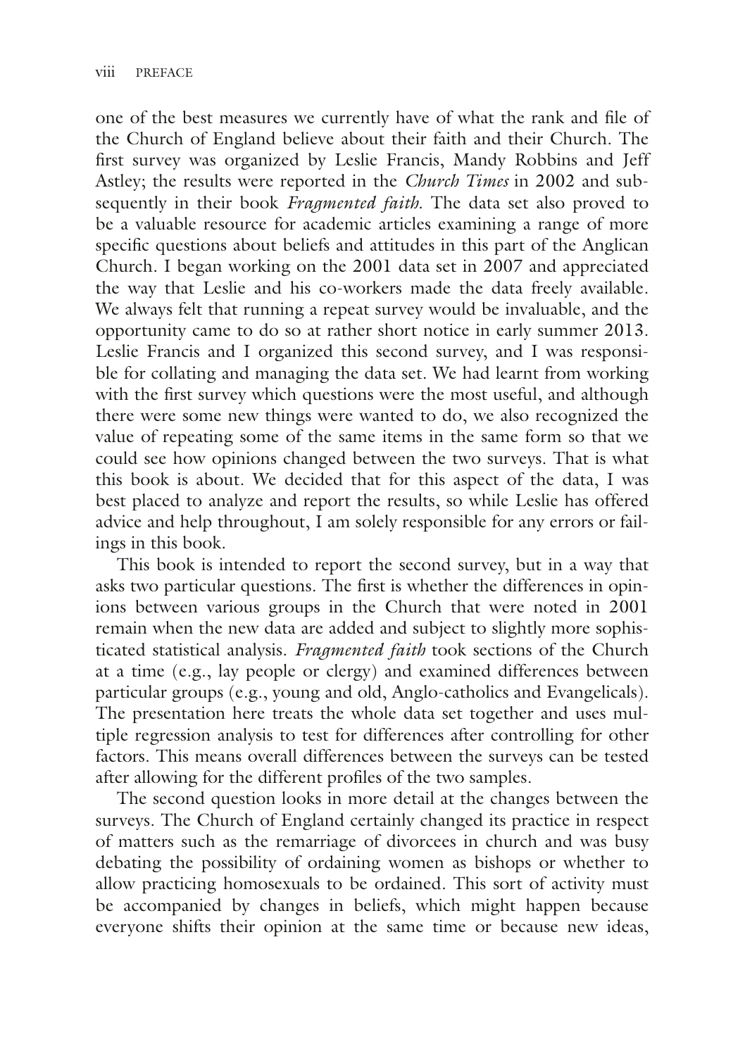one of the best measures we currently have of what the rank and file of the Church of England believe about their faith and their Church. The first survey was organized by Leslie Francis, Mandy Robbins and Jeff Astley; the results were reported in the *Church Times* in 2002 and subsequently in their book *Fragmented faith.* The data set also proved to be a valuable resource for academic articles examining a range of more specific questions about beliefs and attitudes in this part of the Anglican Church. I began working on the 2001 data set in 2007 and appreciated the way that Leslie and his co-workers made the data freely available. We always felt that running a repeat survey would be invaluable, and the opportunity came to do so at rather short notice in early summer 2013. Leslie Francis and I organized this second survey, and I was responsible for collating and managing the data set. We had learnt from working with the first survey which questions were the most useful, and although there were some new things were wanted to do, we also recognized the value of repeating some of the same items in the same form so that we could see how opinions changed between the two surveys. That is what this book is about. We decided that for this aspect of the data, I was best placed to analyze and report the results, so while Leslie has offered advice and help throughout, I am solely responsible for any errors or failings in this book.

This book is intended to report the second survey, but in a way that asks two particular questions. The first is whether the differences in opinions between various groups in the Church that were noted in 2001 remain when the new data are added and subject to slightly more sophisticated statistical analysis. *Fragmented faith* took sections of the Church at a time (e.g., lay people or clergy) and examined differences between particular groups (e.g., young and old, Anglo-catholics and Evangelicals). The presentation here treats the whole data set together and uses multiple regression analysis to test for differences after controlling for other factors. This means overall differences between the surveys can be tested after allowing for the different profiles of the two samples.

The second question looks in more detail at the changes between the surveys. The Church of England certainly changed its practice in respect of matters such as the remarriage of divorcees in church and was busy debating the possibility of ordaining women as bishops or whether to allow practicing homosexuals to be ordained. This sort of activity must be accompanied by changes in beliefs, which might happen because everyone shifts their opinion at the same time or because new ideas,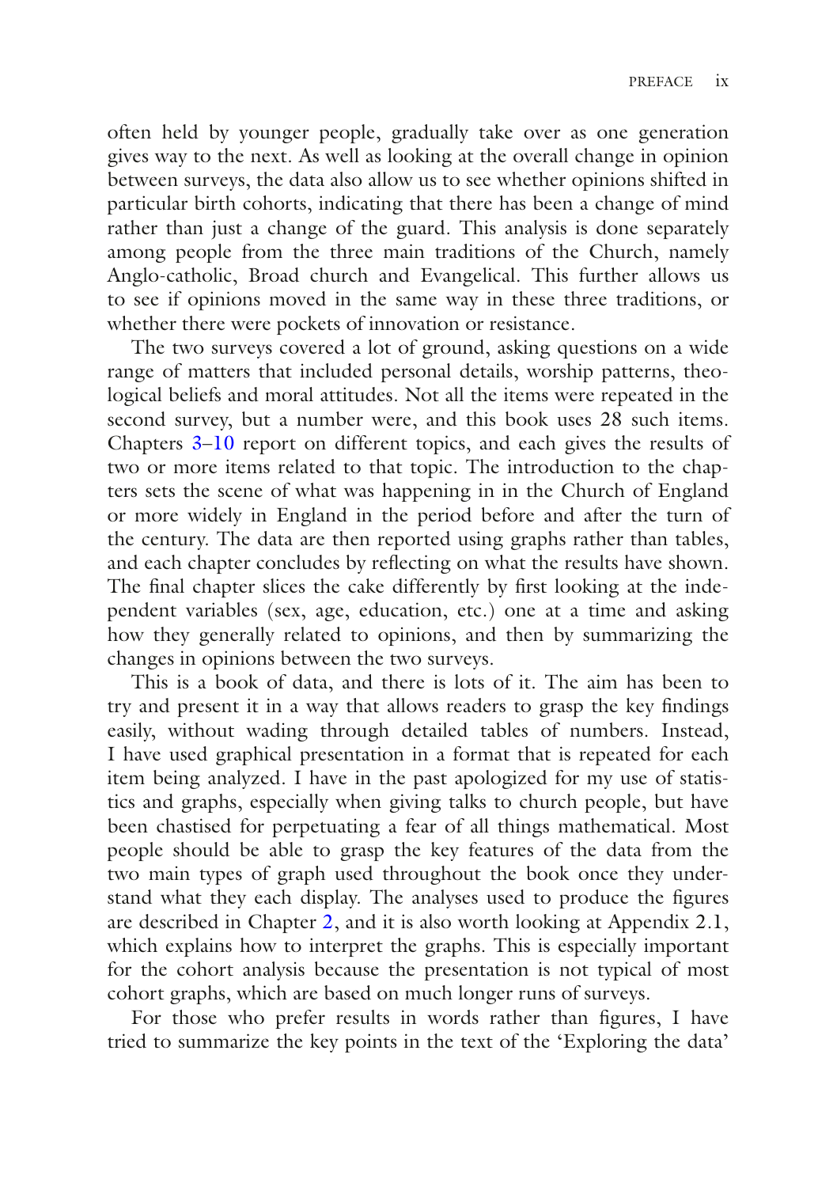often held by younger people, gradually take over as one generation gives way to the next. As well as looking at the overall change in opinion between surveys, the data also allow us to see whether opinions shifted in particular birth cohorts, indicating that there has been a change of mind rather than just a change of the guard. This analysis is done separately among people from the three main traditions of the Church, namely Anglo-catholic, Broad church and Evangelical. This further allows us to see if opinions moved in the same way in these three traditions, or whether there were pockets of innovation or resistance.

The two surveys covered a lot of ground, asking questions on a wide range of matters that included personal details, worship patterns, theological beliefs and moral attitudes. Not all the items were repeated in the second survey, but a number were, and this book uses 28 such items. Chapters 3–10 report on different topics, and each gives the results of two or more items related to that topic. The introduction to the chapters sets the scene of what was happening in in the Church of England or more widely in England in the period before and after the turn of the century. The data are then reported using graphs rather than tables, and each chapter concludes by reflecting on what the results have shown. The final chapter slices the cake differently by first looking at the independent variables (sex, age, education, etc.) one at a time and asking how they generally related to opinions, and then by summarizing the changes in opinions between the two surveys.

This is a book of data, and there is lots of it. The aim has been to try and present it in a way that allows readers to grasp the key findings easily, without wading through detailed tables of numbers. Instead, I have used graphical presentation in a format that is repeated for each item being analyzed. I have in the past apologized for my use of statistics and graphs, especially when giving talks to church people, but have been chastised for perpetuating a fear of all things mathematical. Most people should be able to grasp the key features of the data from the two main types of graph used throughout the book once they understand what they each display. The analyses used to produce the figures are described in Chapter 2, and it is also worth looking at Appendix 2.1, which explains how to interpret the graphs. This is especially important for the cohort analysis because the presentation is not typical of most cohort graphs, which are based on much longer runs of surveys.

For those who prefer results in words rather than figures, I have tried to summarize the key points in the text of the 'Exploring the data'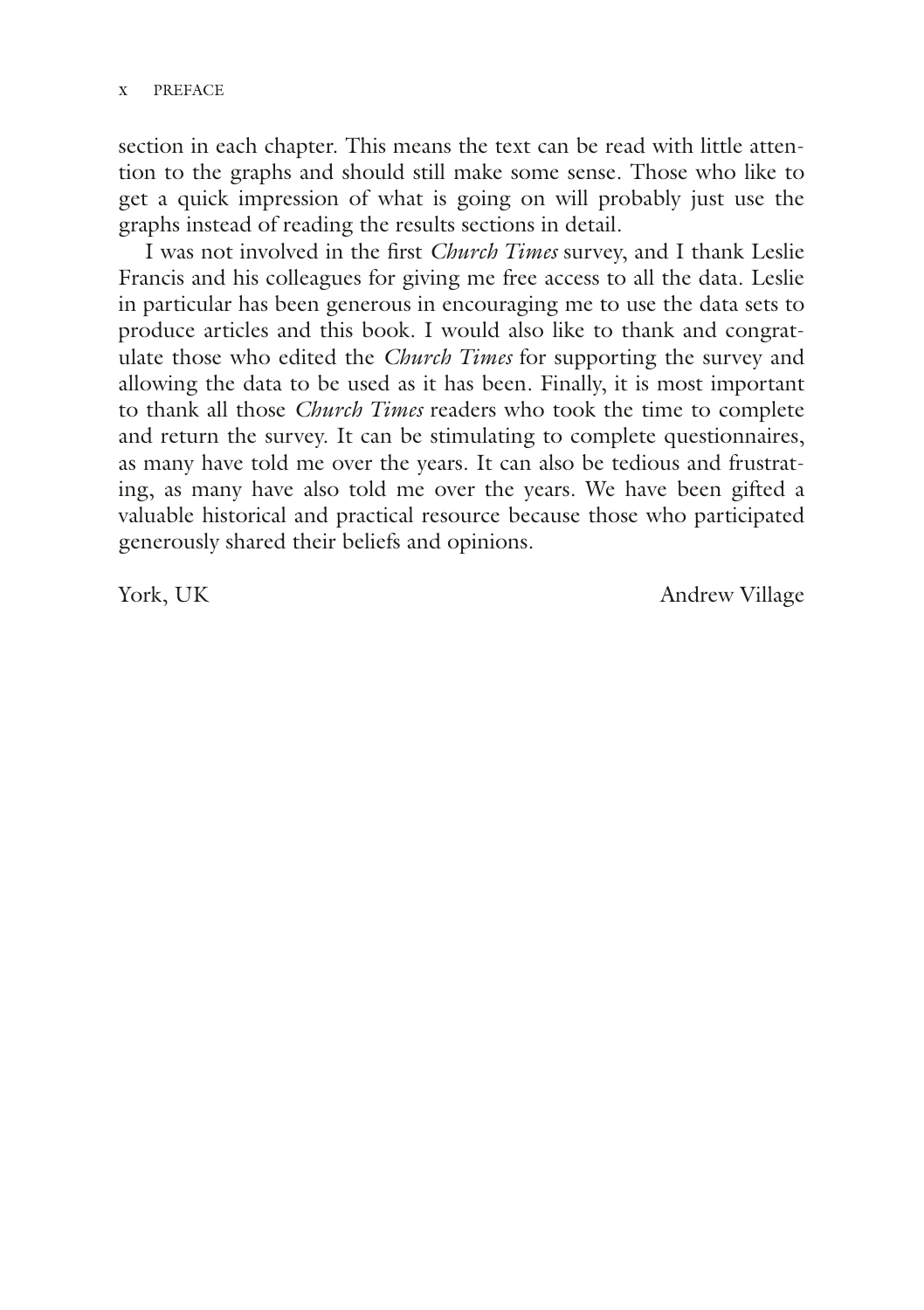section in each chapter. This means the text can be read with little attention to the graphs and should still make some sense. Those who like to get a quick impression of what is going on will probably just use the graphs instead of reading the results sections in detail.

I was not involved in the first *Church Times* survey, and I thank Leslie Francis and his colleagues for giving me free access to all the data. Leslie in particular has been generous in encouraging me to use the data sets to produce articles and this book. I would also like to thank and congratulate those who edited the *Church Times* for supporting the survey and allowing the data to be used as it has been. Finally, it is most important to thank all those *Church Times* readers who took the time to complete and return the survey. It can be stimulating to complete questionnaires, as many have told me over the years. It can also be tedious and frustrating, as many have also told me over the years. We have been gifted a valuable historical and practical resource because those who participated generously shared their beliefs and opinions.

York, UK — Andrew Village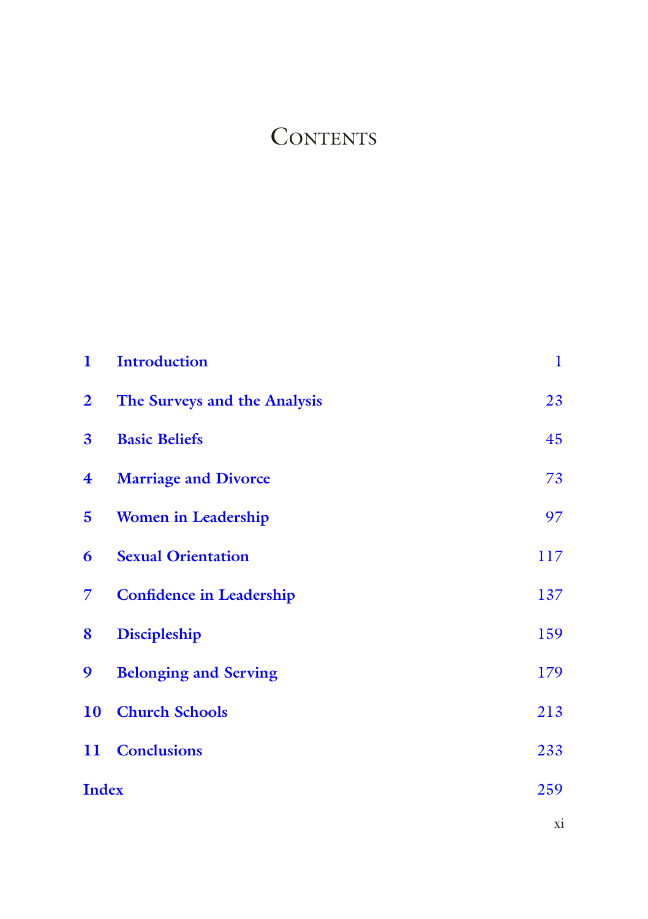# Contents

| | | |
|---|---|---|
| 1 | Introduction | 1 |
| 2 | The Surveys and the Analysis | 23 |
| 3 | Basic Beliefs | 45 |
| 4 | Marriage and Divorce | 73 |
| 5 | Women in Leadership | 97 |
| 6 | Sexual Orientation | 117 |
| 7 | Confidence in Leadership | 137 |
| 8 | Discipleship | 159 |
| 9 | Belonging and Serving | 179 |
| 10 | Church Schools | 213 |
| 11 | Conclusions | 233 |
| Index | | 259 |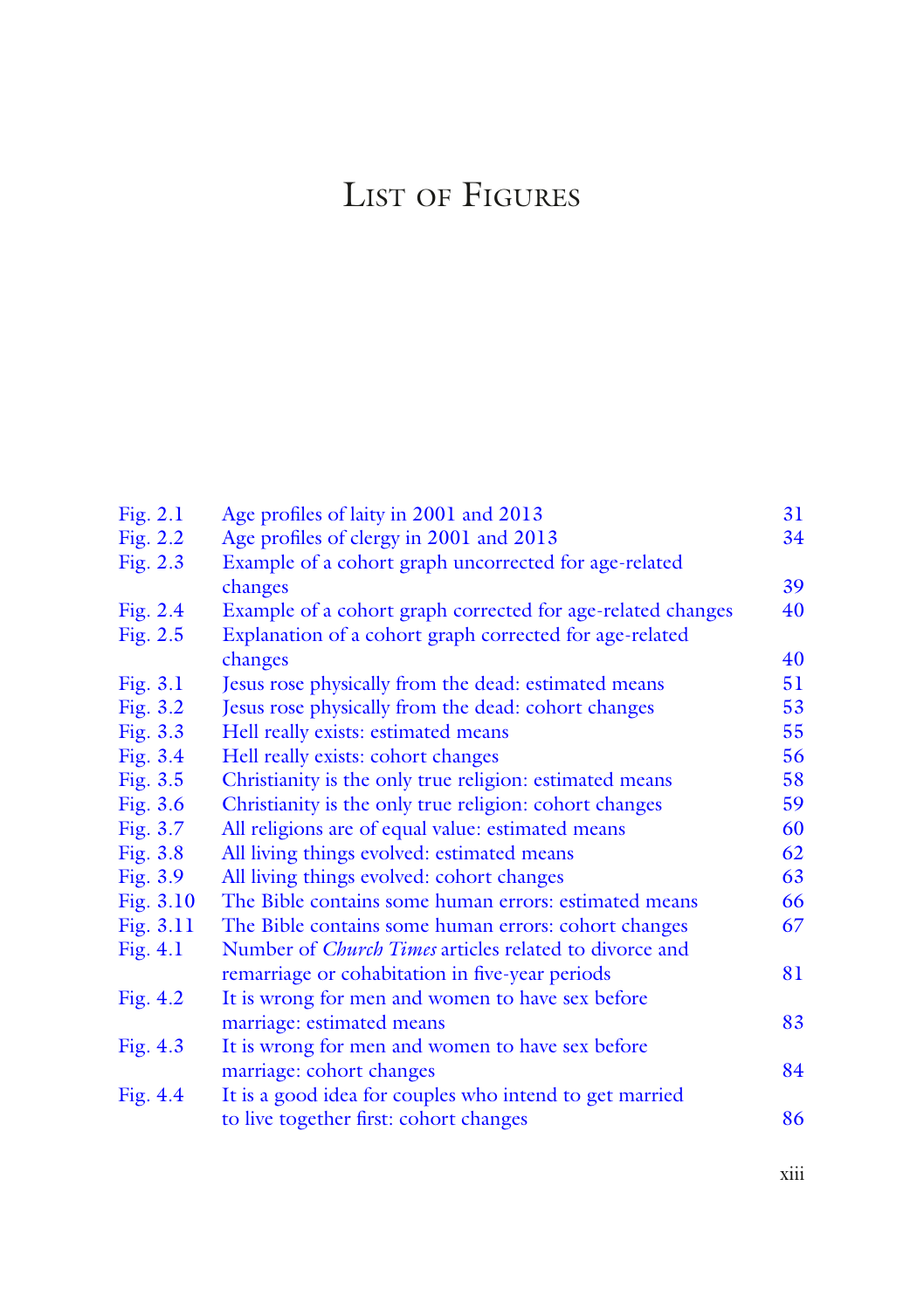# List of Figures

| | | |
|---|---|---|
| Fig. 2.1 | Age profiles of laity in 2001 and 2013 | 31 |
| Fig. 2.2 | Age profiles of clergy in 2001 and 2013 | 34 |
| Fig. 2.3 | Example of a cohort graph uncorrected for age-related changes | 39 |
| Fig. 2.4 | Example of a cohort graph corrected for age-related changes | 40 |
| Fig. 2.5 | Explanation of a cohort graph corrected for age-related changes | 40 |
| Fig. 3.1 | Jesus rose physically from the dead: estimated means | 51 |
| Fig. 3.2 | Jesus rose physically from the dead: cohort changes | 53 |
| Fig. 3.3 | Hell really exists: estimated means | 55 |
| Fig. 3.4 | Hell really exists: cohort changes | 56 |
| Fig. 3.5 | Christianity is the only true religion: estimated means | 58 |
| Fig. 3.6 | Christianity is the only true religion: cohort changes | 59 |
| Fig. 3.7 | All religions are of equal value: estimated means | 60 |
| Fig. 3.8 | All living things evolved: estimated means | 62 |
| Fig. 3.9 | All living things evolved: cohort changes | 63 |
| Fig. 3.10 | The Bible contains some human errors: estimated means | 66 |
| Fig. 3.11 | The Bible contains some human errors: cohort changes | 67 |
| Fig. 4.1 | Number of *Church Times* articles related to divorce and remarriage or cohabitation in five-year periods | 81 |
| Fig. 4.2 | It is wrong for men and women to have sex before marriage: estimated means | 83 |
| Fig. 4.3 | It is wrong for men and women to have sex before marriage: cohort changes | 84 |
| Fig. 4.4 | It is a good idea for couples who intend to get married to live together first: cohort changes | 86 |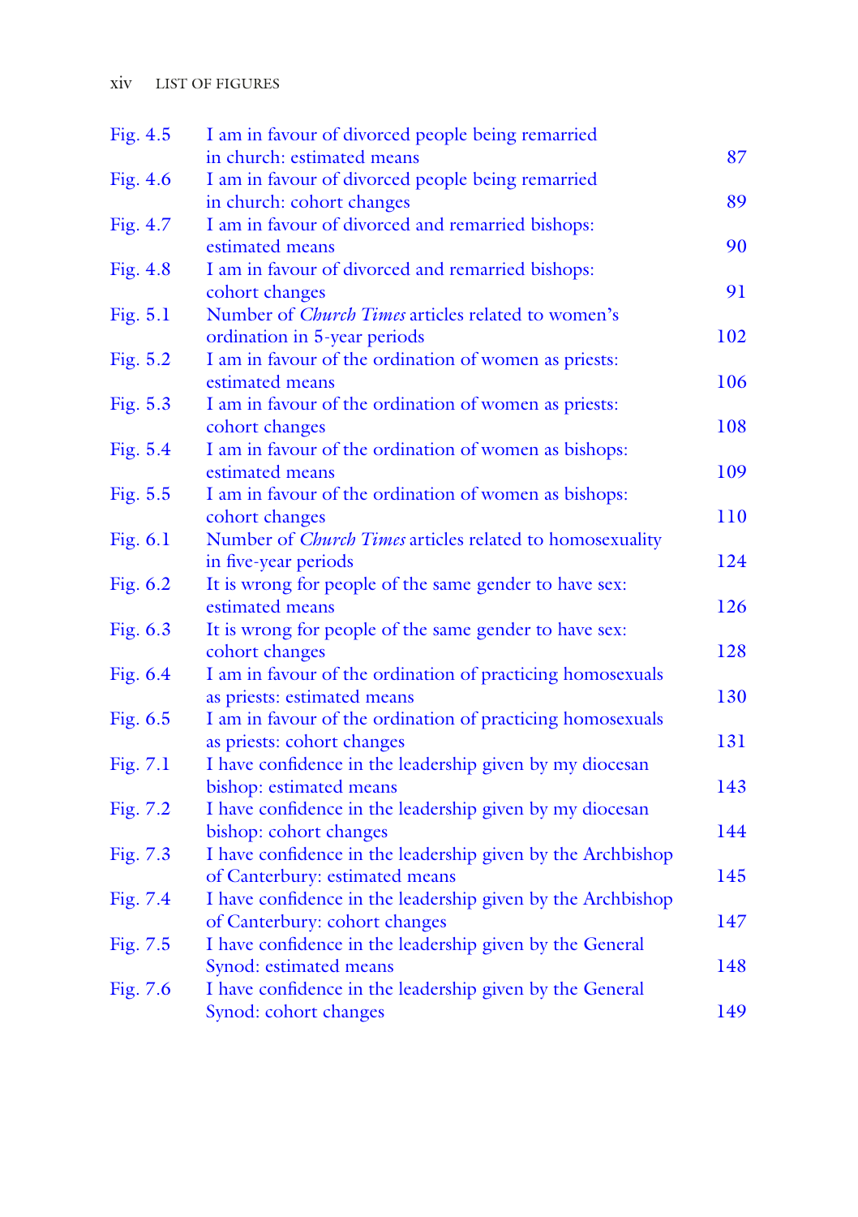| | | |
|---|---|---|
| Fig. 4.5 | I am in favour of divorced people being remarried in church: estimated means | 87 |
| Fig. 4.6 | I am in favour of divorced people being remarried in church: cohort changes | 89 |
| Fig. 4.7 | I am in favour of divorced and remarried bishops: estimated means | 90 |
| Fig. 4.8 | I am in favour of divorced and remarried bishops: cohort changes | 91 |
| Fig. 5.1 | Number of *Church Times* articles related to women's ordination in 5-year periods | 102 |
| Fig. 5.2 | I am in favour of the ordination of women as priests: estimated means | 106 |
| Fig. 5.3 | I am in favour of the ordination of women as priests: cohort changes | 108 |
| Fig. 5.4 | I am in favour of the ordination of women as bishops: estimated means | 109 |
| Fig. 5.5 | I am in favour of the ordination of women as bishops: cohort changes | 110 |
| Fig. 6.1 | Number of *Church Times* articles related to homosexuality in five-year periods | 124 |
| Fig. 6.2 | It is wrong for people of the same gender to have sex: estimated means | 126 |
| Fig. 6.3 | It is wrong for people of the same gender to have sex: cohort changes | 128 |
| Fig. 6.4 | I am in favour of the ordination of practicing homosexuals as priests: estimated means | 130 |
| Fig. 6.5 | I am in favour of the ordination of practicing homosexuals as priests: cohort changes | 131 |
| Fig. 7.1 | I have confidence in the leadership given by my diocesan bishop: estimated means | 143 |
| Fig. 7.2 | I have confidence in the leadership given by my diocesan bishop: cohort changes | 144 |
| Fig. 7.3 | I have confidence in the leadership given by the Archbishop of Canterbury: estimated means | 145 |
| Fig. 7.4 | I have confidence in the leadership given by the Archbishop of Canterbury: cohort changes | 147 |
| Fig. 7.5 | I have confidence in the leadership given by the General Synod: estimated means | 148 |
| Fig. 7.6 | I have confidence in the leadership given by the General Synod: cohort changes | 149 |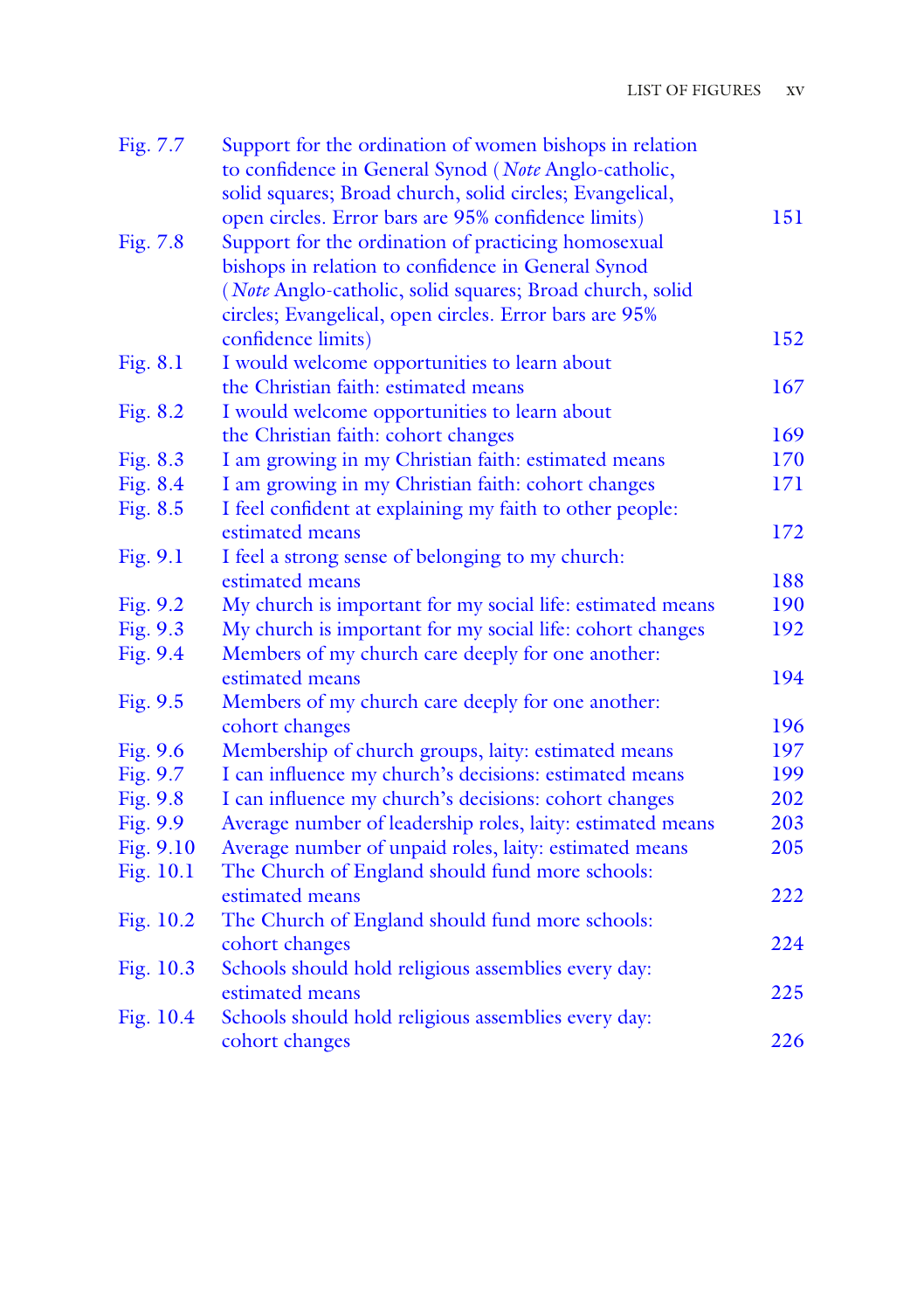| | | |
|---|---|---|
| Fig. 7.7 | Support for the ordination of women bishops in relation to confidence in General Synod (*Note* Anglo-catholic, solid squares; Broad church, solid circles; Evangelical, open circles. Error bars are 95% confidence limits) | 151 |
| Fig. 7.8 | Support for the ordination of practicing homosexual bishops in relation to confidence in General Synod (*Note* Anglo-catholic, solid squares; Broad church, solid circles; Evangelical, open circles. Error bars are 95% confidence limits) | 152 |
| Fig. 8.1 | I would welcome opportunities to learn about the Christian faith: estimated means | 167 |
| Fig. 8.2 | I would welcome opportunities to learn about the Christian faith: cohort changes | 169 |
| Fig. 8.3 | I am growing in my Christian faith: estimated means | 170 |
| Fig. 8.4 | I am growing in my Christian faith: cohort changes | 171 |
| Fig. 8.5 | I feel confident at explaining my faith to other people: estimated means | 172 |
| Fig. 9.1 | I feel a strong sense of belonging to my church: estimated means | 188 |
| Fig. 9.2 | My church is important for my social life: estimated means | 190 |
| Fig. 9.3 | My church is important for my social life: cohort changes | 192 |
| Fig. 9.4 | Members of my church care deeply for one another: estimated means | 194 |
| Fig. 9.5 | Members of my church care deeply for one another: cohort changes | 196 |
| Fig. 9.6 | Membership of church groups, laity: estimated means | 197 |
| Fig. 9.7 | I can influence my church's decisions: estimated means | 199 |
| Fig. 9.8 | I can influence my church's decisions: cohort changes | 202 |
| Fig. 9.9 | Average number of leadership roles, laity: estimated means | 203 |
| Fig. 9.10 | Average number of unpaid roles, laity: estimated means | 205 |
| Fig. 10.1 | The Church of England should fund more schools: estimated means | 222 |
| Fig. 10.2 | The Church of England should fund more schools: cohort changes | 224 |
| Fig. 10.3 | Schools should hold religious assemblies every day: estimated means | 225 |
| Fig. 10.4 | Schools should hold religious assemblies every day: cohort changes | 226 |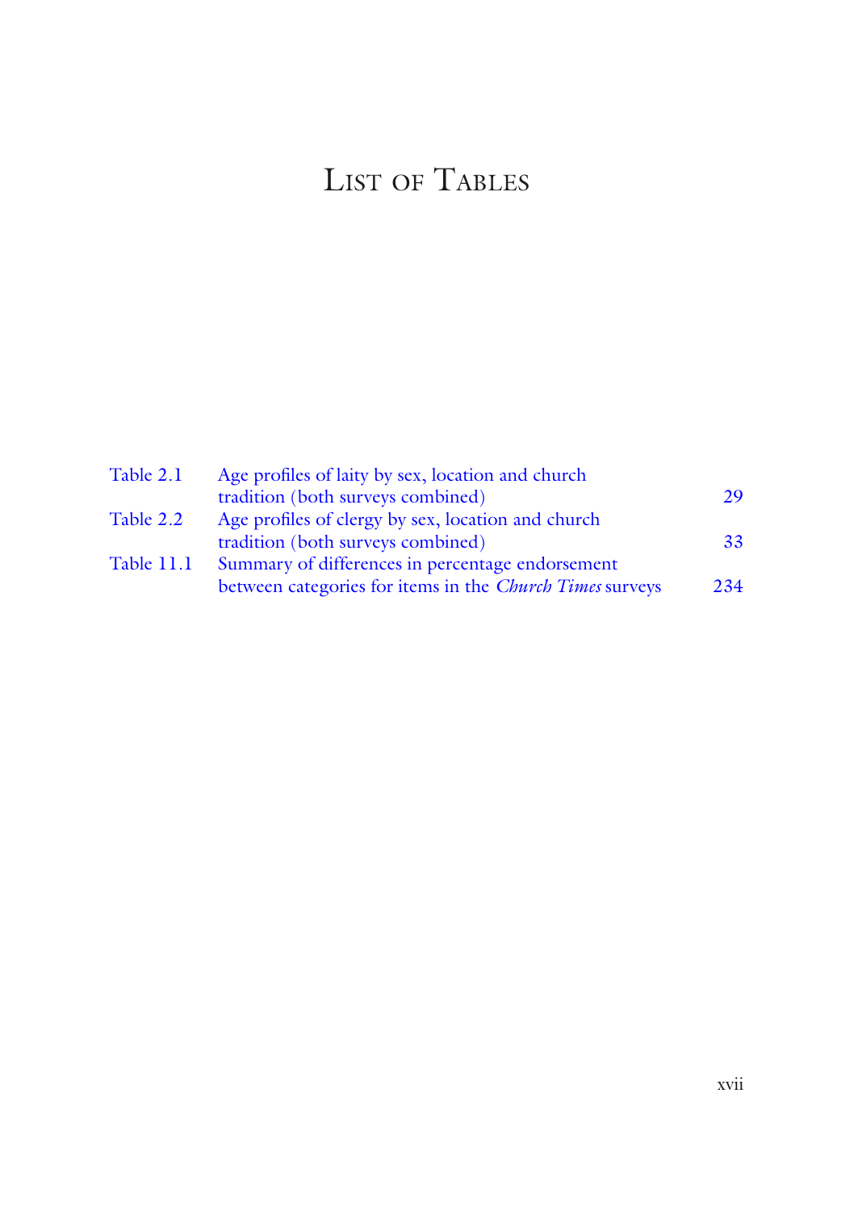# List of Tables

| | | |
|---|---|---|
| Table 2.1 | Age profiles of laity by sex, location and church tradition (both surveys combined) | 29 |
| Table 2.2 | Age profiles of clergy by sex, location and church tradition (both surveys combined) | 33 |
| Table 11.1 | Summary of differences in percentage endorsement between categories for items in the *Church Times* surveys | 234 |